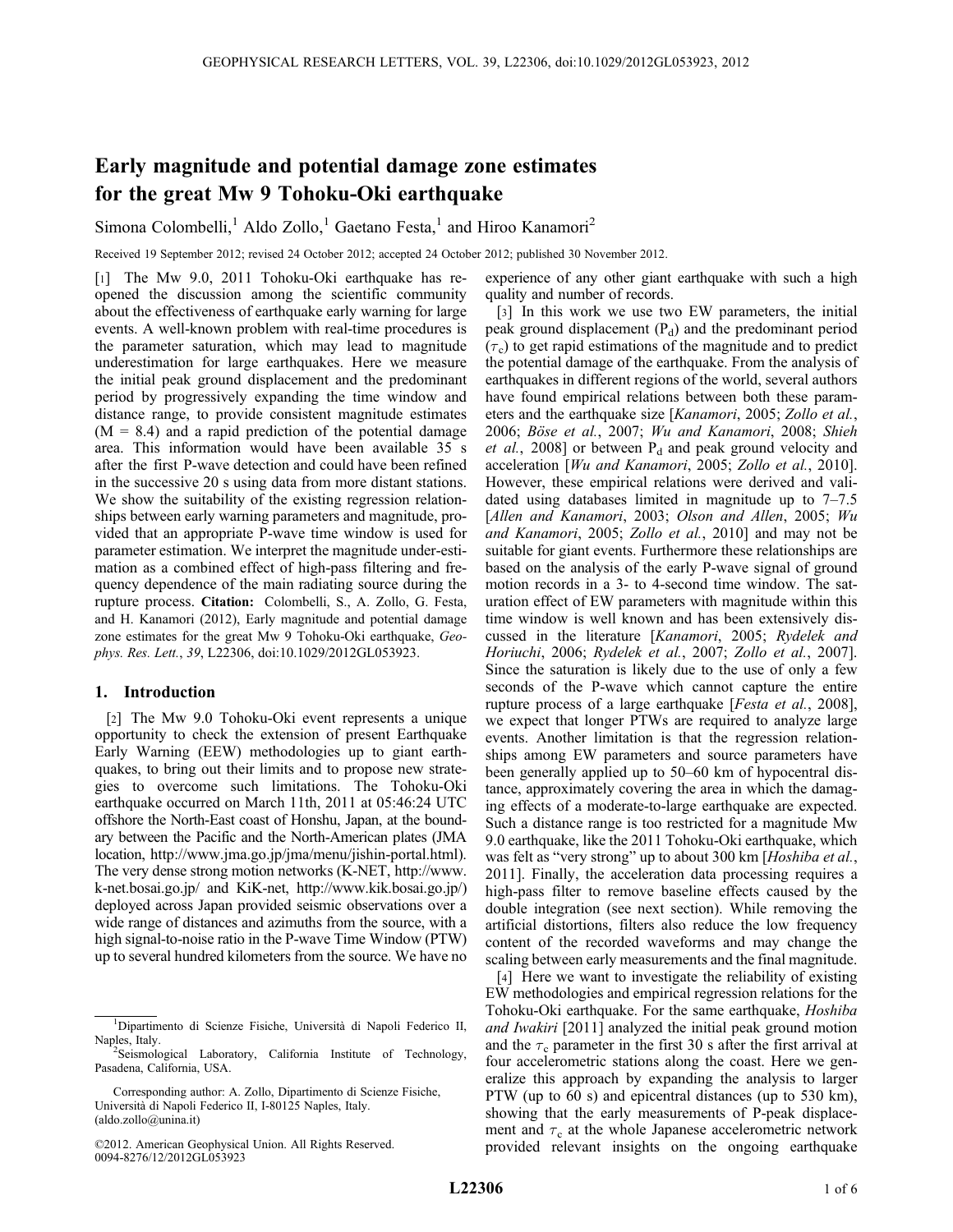# Early magnitude and potential damage zone estimates for the great Mw 9 Tohoku-Oki earthquake

Simona Colombelli,[1] Aldo Zollo,[1] Gaetano Festa,[1] and Hiroo Kanamori[2]

Received 19 September 2012; revised 24 October 2012; accepted 24 October 2012; published 30 November 2012.

[1] The Mw 9.0, 2011 Tohoku-Oki earthquake has re-opened the discussion among the scientific community about the effectiveness of earthquake early warning for large events. A well-known problem with real-time procedures is the parameter saturation, which may lead to magnitude underestimation for large earthquakes. Here we measure the initial peak ground displacement and the predominant period by progressively expanding the time window and distance range, to provide consistent magnitude estimates (M = 8.4) and a rapid prediction of the potential damage area. This information would have been available 35 s after the first P-wave detection and could have been refined in the successive 20 s using data from more distant stations. We show the suitability of the existing regression relationships between early warning parameters and magnitude, provided that an appropriate P-wave time window is used for parameter estimation. We interpret the magnitude under-estimation as a combined effect of high-pass filtering and frequency dependence of the main radiating source during the rupture process. **Citation:** Colombelli, S., A. Zollo, G. Festa, and H. Kanamori (2012), Early magnitude and potential damage zone estimates for the great Mw 9 Tohoku-Oki earthquake, *Geophys. Res. Lett.*, *39*, L22306, doi:10.1029/2012GL053923.

## 1. Introduction

[2] The Mw 9.0 Tohoku-Oki event represents a unique opportunity to check the extension of present Earthquake Early Warning (EEW) methodologies up to giant earthquakes, to bring out their limits and to propose new strategies to overcome such limitations. The Tohoku-Oki earthquake occurred on March 11th, 2011 at 05:46:24 UTC offshore the North-East coast of Honshu, Japan, at the boundary between the Pacific and the North-American plates (JMA location, http://www.jma.go.jp/jma/menu/jishin-portal.html). The very dense strong motion networks (K-NET, http://www.k-net.bosai.go.jp/ and KiK-net, http://www.kik.bosai.go.jp/) deployed across Japan provided seismic observations over a wide range of distances and azimuths from the source, with a high signal-to-noise ratio in the P-wave Time Window (PTW) up to several hundred kilometers from the source. We have no experience of any other giant earthquake with such a high quality and number of records.

[3] In this work we use two EW parameters, the initial peak ground displacement ($P_d$) and the predominant period ($\tau_c$) to get rapid estimations of the magnitude and to predict the potential damage of the earthquake. From the analysis of earthquakes in different regions of the world, several authors have found empirical relations between both these parameters and the earthquake size [*Kanamori*, 2005; *Zollo et al.*, 2006; *Böse et al.*, 2007; *Wu and Kanamori*, 2008; *Shieh et al.*, 2008] or between $P_d$ and peak ground velocity and acceleration [*Wu and Kanamori*, 2005; *Zollo et al.*, 2010]. However, these empirical relations were derived and validated using databases limited in magnitude up to 7–7.5 [*Allen and Kanamori*, 2003; *Olson and Allen*, 2005; *Wu and Kanamori*, 2005; *Zollo et al.*, 2010] and may not be suitable for giant events. Furthermore these relationships are based on the analysis of the early P-wave signal of ground motion records in a 3- to 4-second time window. The saturation effect of EW parameters with magnitude within this time window is well known and has been extensively discussed in the literature [*Kanamori*, 2005; *Rydelek and Horiuchi*, 2006; *Rydelek et al.*, 2007; *Zollo et al.*, 2007]. Since the saturation is likely due to the use of only a few seconds of the P-wave which cannot capture the entire rupture process of a large earthquake [*Festa et al.*, 2008], we expect that longer PTWs are required to analyze large events. Another limitation is that the regression relationships among EW parameters and source parameters have been generally applied up to 50–60 km of hypocentral distance, approximately covering the area in which the damaging effects of a moderate-to-large earthquake are expected. Such a distance range is too restricted for a magnitude Mw 9.0 earthquake, like the 2011 Tohoku-Oki earthquake, which was felt as "very strong" up to about 300 km [*Hoshiba et al.*, 2011]. Finally, the acceleration data processing requires a high-pass filter to remove baseline effects caused by the double integration (see next section). While removing the artificial distortions, filters also reduce the low frequency content of the recorded waveforms and may change the scaling between early measurements and the final magnitude.

[4] Here we want to investigate the reliability of existing EW methodologies and empirical regression relations for the Tohoku-Oki earthquake. For the same earthquake, *Hoshiba and Iwakiri* [2011] analyzed the initial peak ground motion and the $\tau_c$ parameter in the first 30 s after the first arrival at four accelerometric stations along the coast. Here we generalize this approach by expanding the analysis to larger PTW (up to 60 s) and epicentral distances (up to 530 km), showing that the early measurements of P-peak displacement and $\tau_c$ at the whole Japanese accelerometric network provided relevant insights on the ongoing earthquake

---

[1] Dipartimento di Scienze Fisiche, Università di Napoli Federico II, Naples, Italy.
[2] Seismological Laboratory, California Institute of Technology, Pasadena, California, USA.

Corresponding author: A. Zollo, Dipartimento di Scienze Fisiche, Università di Napoli Federico II, I-80125 Naples, Italy. (aldo.zollo@unina.it)

©2012. American Geophysical Union. All Rights Reserved.
0094-8276/12/2012GL053923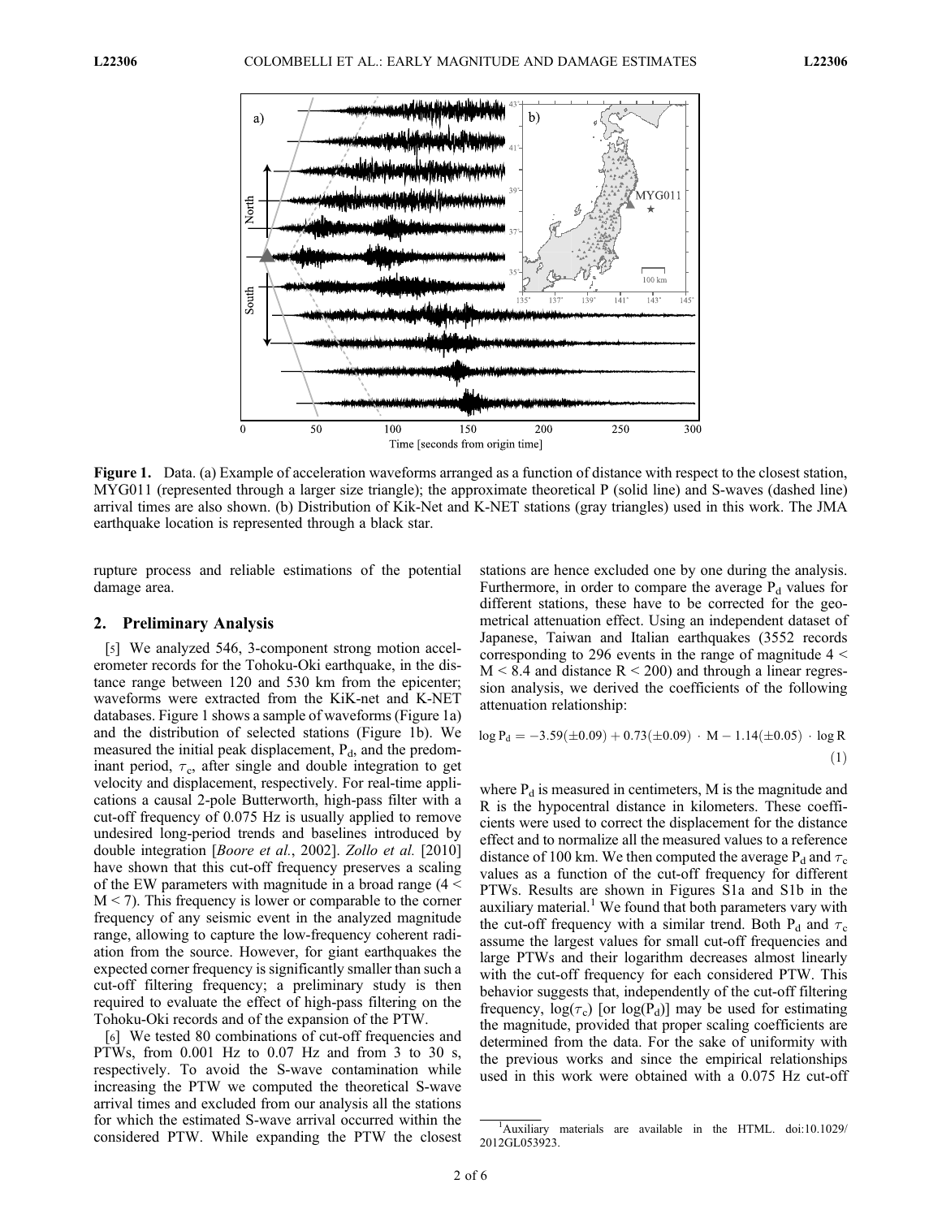**Figure 1.** Data. (a) Example of acceleration waveforms arranged as a function of distance with respect to the closest station, MYG011 (represented through a larger size triangle); the approximate theoretical P (solid line) and S-waves (dashed line) arrival times are also shown. (b) Distribution of Kik-Net and K-NET stations (gray triangles) used in this work. The JMA earthquake location is represented through a black star.

rupture process and reliable estimations of the potential damage area.

## 2. Preliminary Analysis

[5] We analyzed 546, 3-component strong motion accelerometer records for the Tohoku-Oki earthquake, in the distance range between 120 and 530 km from the epicenter; waveforms were extracted from the KiK-net and K-NET databases. Figure 1 shows a sample of waveforms (Figure 1a) and the distribution of selected stations (Figure 1b). We measured the initial peak displacement, $P_d$, and the predominant period, $\tau_c$, after single and double integration to get velocity and displacement, respectively. For real-time applications a causal 2-pole Butterworth, high-pass filter with a cut-off frequency of 0.075 Hz is usually applied to remove undesired long-period trends and baselines introduced by double integration [*Boore et al.*, 2002]. *Zollo et al.* [2010] have shown that this cut-off frequency preserves a scaling of the EW parameters with magnitude in a broad range ($4 < M < 7$). This frequency is lower or comparable to the corner frequency of any seismic event in the analyzed magnitude range, allowing to capture the low-frequency coherent radiation from the source. However, for giant earthquakes the expected corner frequency is significantly smaller than such a cut-off filtering frequency; a preliminary study is then required to evaluate the effect of high-pass filtering on the Tohoku-Oki records and of the expansion of the PTW.

[6] We tested 80 combinations of cut-off frequencies and PTWs, from 0.001 Hz to 0.07 Hz and from 3 to 30 s, respectively. To avoid the S-wave contamination while increasing the PTW we computed the theoretical S-wave arrival times and excluded from our analysis all the stations for which the estimated S-wave arrival occurred within the considered PTW. While expanding the PTW the closest stations are hence excluded one by one during the analysis. Furthermore, in order to compare the average $P_d$ values for different stations, these have to be corrected for the geometrical attenuation effect. Using an independent dataset of Japanese, Taiwan and Italian earthquakes (3552 records corresponding to 296 events in the range of magnitude $4 < M < 8.4$ and distance $R < 200$) and through a linear regression analysis, we derived the coefficients of the following attenuation relationship:

$$\log P_d = -3.59(\pm 0.09) + 0.73(\pm 0.09) \cdot M - 1.14(\pm 0.05) \cdot \log R \tag{1}$$

where $P_d$ is measured in centimeters, M is the magnitude and R is the hypocentral distance in kilometers. These coefficients were used to correct the displacement for the distance effect and to normalize all the measured values to a reference distance of 100 km. We then computed the average $P_d$ and $\tau_c$ values as a function of the cut-off frequency for different PTWs. Results are shown in Figures S1a and S1b in the auxiliary material.[1] We found that both parameters vary with the cut-off frequency with a similar trend. Both $P_d$ and $\tau_c$ assume the largest values for small cut-off frequencies and large PTWs and their logarithm decreases almost linearly with the cut-off frequency for each considered PTW. This behavior suggests that, independently of the cut-off filtering frequency, $\log(\tau_c)$ [or $\log(P_d)$] may be used for estimating the magnitude, provided that proper scaling coefficients are determined from the data. For the sake of uniformity with the previous works and since the empirical relationships used in this work were obtained with a 0.075 Hz cut-off

[1] Auxiliary materials are available in the HTML. doi:10.1029/2012GL053923.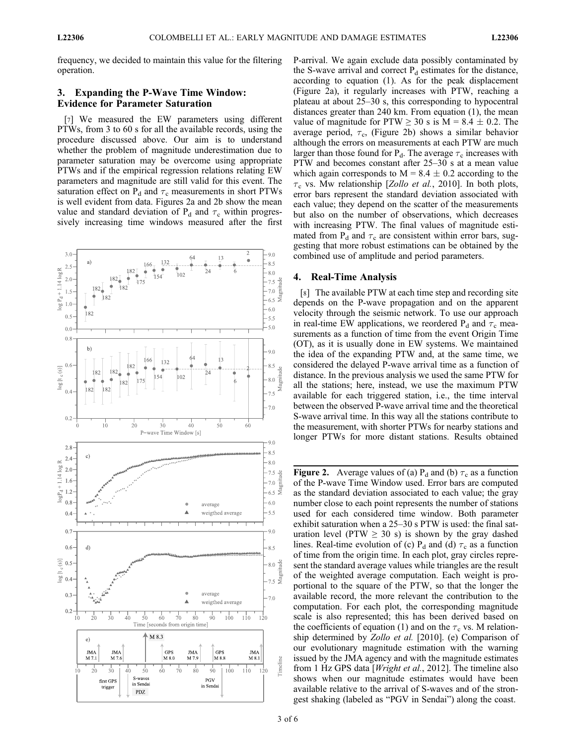frequency, we decided to maintain this value for the filtering operation.

## 3. Expanding the P-Wave Time Window: Evidence for Parameter Saturation

[7] We measured the EW parameters using different PTWs, from 3 to 60 s for all the available records, using the procedure discussed above. Our aim is to understand whether the problem of magnitude underestimation due to parameter saturation may be overcome using appropriate PTWs and if the empirical regression relations relating EW parameters and magnitude are still valid for this event. The saturation effect on $P_d$ and $\tau_c$ measurements in short PTWs is well evident from data. Figures 2a and 2b show the mean value and standard deviation of $P_d$ and $\tau_c$ within progressively increasing time windows measured after the first P-arrival. We again exclude data possibly contaminated by the S-wave arrival and correct $P_d$ estimates for the distance, according to equation (1). As for the peak displacement (Figure 2a), it regularly increases with PTW, reaching a plateau at about 25–30 s, this corresponding to hypocentral distances greater than 240 km. From equation (1), the mean value of magnitude for PTW $\geq$ 30 s is M = 8.4 $\pm$ 0.2. The average period, $\tau_c$, (Figure 2b) shows a similar behavior although the errors on measurements at each PTW are much larger than those found for $P_d$. The average $\tau_c$ increases with PTW and becomes constant after 25–30 s at a mean value which again corresponds to M = 8.4 $\pm$ 0.2 according to the $\tau_c$ vs. Mw relationship [*Zollo et al.*, 2010]. In both plots, error bars represent the standard deviation associated with each value; they depend on the scatter of the measurements but also on the number of observations, which decreases with increasing PTW. The final values of magnitude estimated from $P_d$ and $\tau_c$ are consistent within error bars, suggesting that more robust estimations can be obtained by the combined use of amplitude and period parameters.

**Figure 2.** Average values of (a) $P_d$ and (b) $\tau_c$ as a function of the P-wave Time Window used. Error bars are computed as the standard deviation associated to each value; the gray number close to each point represents the number of stations used for each considered time window. Both parameter exhibit saturation when a 25–30 s PTW is used: the final saturation level (PTW $\geq$ 30 s) is shown by the gray dashed lines. Real-time evolution of (c) $P_d$ and (d) $\tau_c$ as a function of time from the origin time. In each plot, gray circles represent the standard average values while triangles are the result of the weighted average computation. Each weight is proportional to the square of the PTW, so that the longer the available record, the more relevant the contribution to the computation. For each plot, the corresponding magnitude scale is also represented; this has been derived based on the coefficients of equation (1) and on the $\tau_c$ vs. M relationship determined by *Zollo et al.* [2010]. (e) Comparison of our evolutionary magnitude estimation with the warning issued by the JMA agency and with the magnitude estimates from 1 Hz GPS data [*Wright et al.*, 2012]. The timeline also shows when our magnitude estimates would have been available relative to the arrival of S-waves and of the strongest shaking (labeled as "PGV in Sendai") along the coast.

## 4. Real-Time Analysis

[8] The available PTW at each time step and recording site depends on the P-wave propagation and on the apparent velocity through the seismic network. To use our approach in real-time EW applications, we reordered $P_d$ and $\tau_c$ measurements as a function of time from the event Origin Time (OT), as it is usually done in EW systems. We maintained the idea of the expanding PTW and, at the same time, we considered the delayed P-wave arrival time as a function of distance. In the previous analysis we used the same PTW for all the stations; here, instead, we use the maximum PTW available for each triggered station, i.e., the time interval between the observed P-wave arrival time and the theoretical S-wave arrival time. In this way all the stations contribute to the measurement, with shorter PTWs for nearby stations and longer PTWs for more distant stations. Results obtained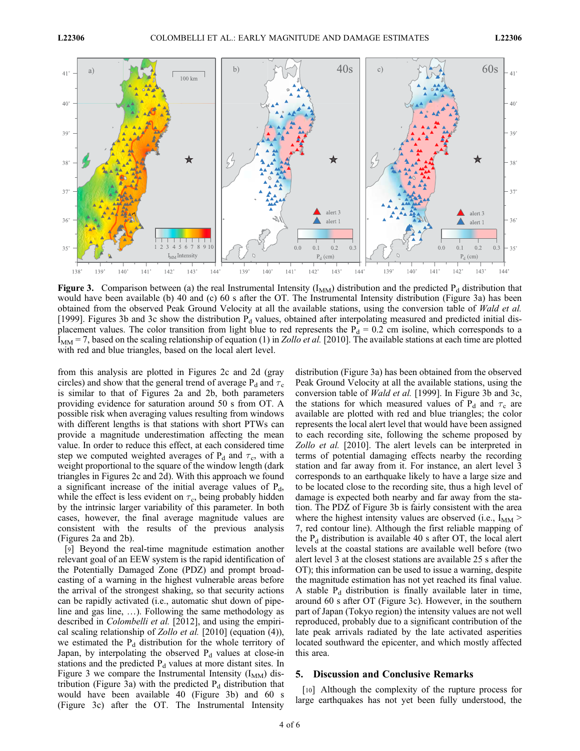**Figure 3.** Comparison between (a) the real Instrumental Intensity ($I_{MM}$) distribution and the predicted $P_d$ distribution that would have been available (b) 40 and (c) 60 s after the OT. The Instrumental Intensity distribution (Figure 3a) has been obtained from the observed Peak Ground Velocity at all the available stations, using the conversion table of *Wald et al.* [1999]. Figures 3b and 3c show the distribution $P_d$ values, obtained after interpolating measured and predicted initial displacement values. The color transition from light blue to red represents the $P_d$ = 0.2 cm isoline, which corresponds to a $I_{MM}$ = 7, based on the scaling relationship of equation (1) in *Zollo et al.* [2010]. The available stations at each time are plotted with red and blue triangles, based on the local alert level.

from this analysis are plotted in Figures 2c and 2d (gray circles) and show that the general trend of average $P_d$ and $\tau_c$ is similar to that of Figures 2a and 2b, both parameters providing evidence for saturation around 50 s from OT. A possible risk when averaging values resulting from windows with different lengths is that stations with short PTWs can provide a magnitude underestimation affecting the mean value. In order to reduce this effect, at each considered time step we computed weighted averages of $P_d$ and $\tau_c$, with a weight proportional to the square of the window length (dark triangles in Figures 2c and 2d). With this approach we found a significant increase of the initial average values of $P_d$, while the effect is less evident on $\tau_c$, being probably hidden by the intrinsic larger variability of this parameter. In both cases, however, the final average magnitude values are consistent with the results of the previous analysis (Figures 2a and 2b).

[9] Beyond the real-time magnitude estimation another relevant goal of an EEW system is the rapid identification of the Potentially Damaged Zone (PDZ) and prompt broadcasting of a warning in the highest vulnerable areas before the arrival of the strongest shaking, so that security actions can be rapidly activated (i.e., automatic shut down of pipeline and gas line, …). Following the same methodology as described in *Colombelli et al.* [2012], and using the empirical scaling relationship of *Zollo et al.* [2010] (equation (4)), we estimated the $P_d$ distribution for the whole territory of Japan, by interpolating the observed $P_d$ values at close-in stations and the predicted $P_d$ values at more distant sites. In Figure 3 we compare the Instrumental Intensity ($I_{MM}$) distribution (Figure 3a) with the predicted $P_d$ distribution that would have been available 40 (Figure 3b) and 60 s (Figure 3c) after the OT. The Instrumental Intensity distribution (Figure 3a) has been obtained from the observed Peak Ground Velocity at all the available stations, using the conversion table of *Wald et al.* [1999]. In Figure 3b and 3c, the stations for which measured values of $P_d$ and $\tau_c$ are available are plotted with red and blue triangles; the color represents the local alert level that would have been assigned to each recording site, following the scheme proposed by *Zollo et al.* [2010]. The alert levels can be interpreted in terms of potential damaging effects nearby the recording station and far away from it. For instance, an alert level 3 corresponds to an earthquake likely to have a large size and to be located close to the recording site, thus a high level of damage is expected both nearby and far away from the station. The PDZ of Figure 3b is fairly consistent with the area where the highest intensity values are observed (i.e., $I_{MM}$ > 7, red contour line). Although the first reliable mapping of the $P_d$ distribution is available 40 s after OT, the local alert levels at the coastal stations are available well before (two alert level 3 at the closest stations are available 25 s after the OT); this information can be used to issue a warning, despite the magnitude estimation has not yet reached its final value. A stable $P_d$ distribution is finally available later in time, around 60 s after OT (Figure 3c). However, in the southern part of Japan (Tokyo region) the intensity values are not well reproduced, probably due to a significant contribution of the late peak arrivals radiated by the late activated asperities located southward the epicenter, and which mostly affected this area.

## 5. Discussion and Conclusive Remarks

[10] Although the complexity of the rupture process for large earthquakes has not yet been fully understood, the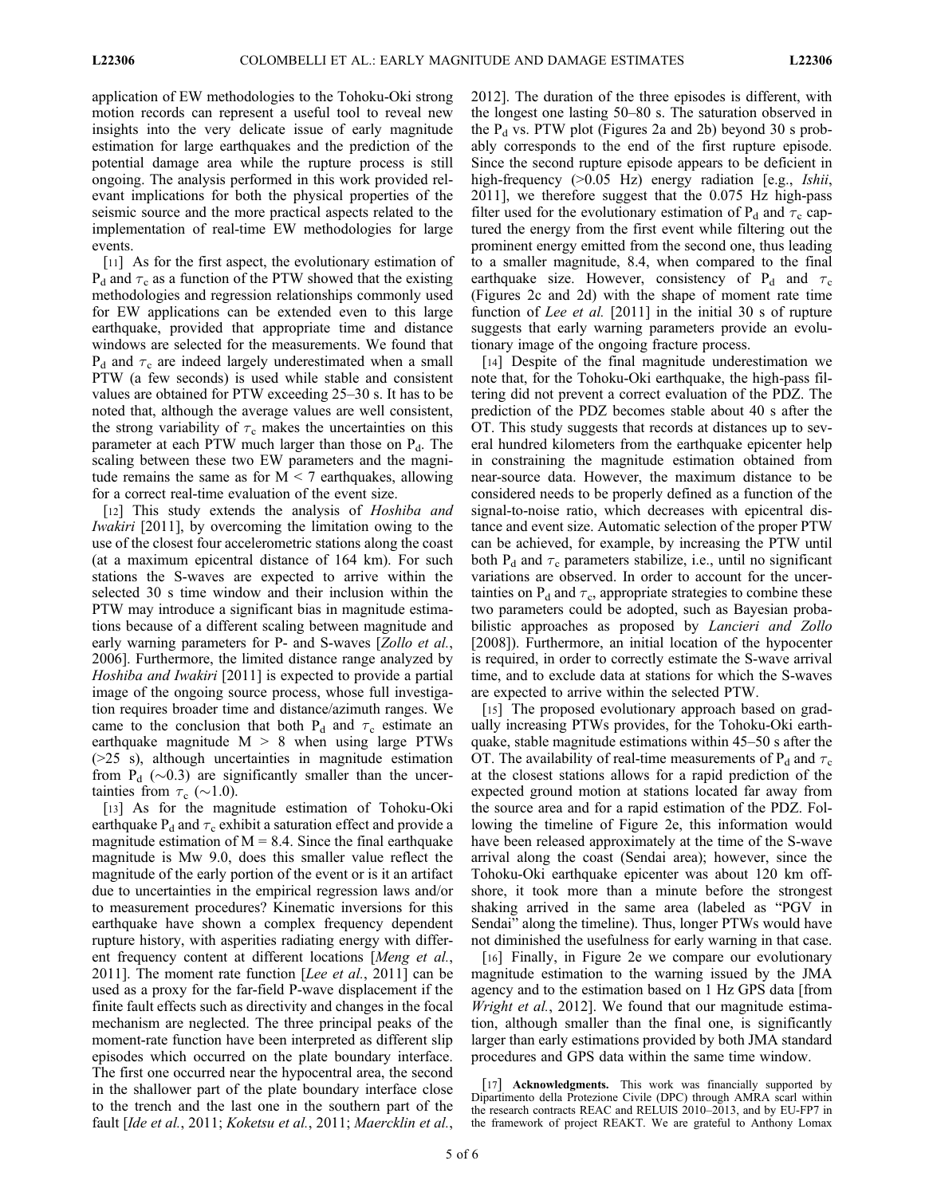application of EW methodologies to the Tohoku-Oki strong motion records can represent a useful tool to reveal new insights into the very delicate issue of early magnitude estimation for large earthquakes and the prediction of the potential damage area while the rupture process is still ongoing. The analysis performed in this work provided relevant implications for both the physical properties of the seismic source and the more practical aspects related to the implementation of real-time EW methodologies for large events.

[11] As for the first aspect, the evolutionary estimation of $P_d$ and $\tau_c$ as a function of the PTW showed that the existing methodologies and regression relationships commonly used for EW applications can be extended even to this large earthquake, provided that appropriate time and distance windows are selected for the measurements. We found that $P_d$ and $\tau_c$ are indeed largely underestimated when a small PTW (a few seconds) is used while stable and consistent values are obtained for PTW exceeding 25–30 s. It has to be noted that, although the average values are well consistent, the strong variability of $\tau_c$ makes the uncertainties on this parameter at each PTW much larger than those on $P_d$. The scaling between these two EW parameters and the magnitude remains the same as for $M < 7$ earthquakes, allowing for a correct real-time evaluation of the event size.

[12] This study extends the analysis of *Hoshiba and Iwakiri* [2011], by overcoming the limitation owing to the use of the closest four accelerometric stations along the coast (at a maximum epicentral distance of 164 km). For such stations the S-waves are expected to arrive within the selected 30 s time window and their inclusion within the PTW may introduce a significant bias in magnitude estimations because of a different scaling between magnitude and early warning parameters for P- and S-waves [*Zollo et al.*, 2006]. Furthermore, the limited distance range analyzed by *Hoshiba and Iwakiri* [2011] is expected to provide a partial image of the ongoing source process, whose full investigation requires broader time and distance/azimuth ranges. We came to the conclusion that both $P_d$ and $\tau_c$ estimate an earthquake magnitude $M > 8$ when using large PTWs (>25 s), although uncertainties in magnitude estimation from $P_d$ (~0.3) are significantly smaller than the uncertainties from $\tau_c$ (~1.0).

[13] As for the magnitude estimation of Tohoku-Oki earthquake $P_d$ and $\tau_c$ exhibit a saturation effect and provide a magnitude estimation of $M = 8.4$. Since the final earthquake magnitude is Mw 9.0, does this smaller value reflect the magnitude of the early portion of the event or is it an artifact due to uncertainties in the empirical regression laws and/or to measurement procedures? Kinematic inversions for this earthquake have shown a complex frequency dependent rupture history, with asperities radiating energy with different frequency content at different locations [*Meng et al.*, 2011]. The moment rate function [*Lee et al.*, 2011] can be used as a proxy for the far-field P-wave displacement if the finite fault effects such as directivity and changes in the focal mechanism are neglected. The three principal peaks of the moment-rate function have been interpreted as different slip episodes which occurred on the plate boundary interface. The first one occurred near the hypocentral area, the second in the shallower part of the plate boundary interface close to the trench and the last one in the southern part of the fault [*Ide et al.*, 2011; *Koketsu et al.*, 2011; *Maercklin et al.*, 2012]. The duration of the three episodes is different, with the longest one lasting 50–80 s. The saturation observed in the $P_d$ vs. PTW plot (Figures 2a and 2b) beyond 30 s probably corresponds to the end of the first rupture episode. Since the second rupture episode appears to be deficient in high-frequency (>0.05 Hz) energy radiation [e.g., *Ishii*, 2011], we therefore suggest that the 0.075 Hz high-pass filter used for the evolutionary estimation of $P_d$ and $\tau_c$ captured the energy from the first event while filtering out the prominent energy emitted from the second one, thus leading to a smaller magnitude, 8.4, when compared to the final earthquake size. However, consistency of $P_d$ and $\tau_c$ (Figures 2c and 2d) with the shape of moment rate time function of *Lee et al.* [2011] in the initial 30 s of rupture suggests that early warning parameters provide an evolutionary image of the ongoing fracture process.

[14] Despite of the final magnitude underestimation we note that, for the Tohoku-Oki earthquake, the high-pass filtering did not prevent a correct evaluation of the PDZ. The prediction of the PDZ becomes stable about 40 s after the OT. This study suggests that records at distances up to several hundred kilometers from the earthquake epicenter help in constraining the magnitude estimation obtained from near-source data. However, the maximum distance to be considered needs to be properly defined as a function of the signal-to-noise ratio, which decreases with epicentral distance and event size. Automatic selection of the proper PTW can be achieved, for example, by increasing the PTW until both $P_d$ and $\tau_c$ parameters stabilize, i.e., until no significant variations are observed. In order to account for the uncertainties on $P_d$ and $\tau_c$, appropriate strategies to combine these two parameters could be adopted, such as Bayesian probabilistic approaches as proposed by *Lancieri and Zollo* [2008]). Furthermore, an initial location of the hypocenter is required, in order to correctly estimate the S-wave arrival time, and to exclude data at stations for which the S-waves are expected to arrive within the selected PTW.

[15] The proposed evolutionary approach based on gradually increasing PTWs provides, for the Tohoku-Oki earthquake, stable magnitude estimations within 45–50 s after the OT. The availability of real-time measurements of $P_d$ and $\tau_c$ at the closest stations allows for a rapid prediction of the expected ground motion at stations located far away from the source area and for a rapid estimation of the PDZ. Following the timeline of Figure 2e, this information would have been released approximately at the time of the S-wave arrival along the coast (Sendai area); however, since the Tohoku-Oki earthquake epicenter was about 120 km offshore, it took more than a minute before the strongest shaking arrived in the same area (labeled as "PGV in Sendai" along the timeline). Thus, longer PTWs would have not diminished the usefulness for early warning in that case.

[16] Finally, in Figure 2e we compare our evolutionary magnitude estimation to the warning issued by the JMA agency and to the estimation based on 1 Hz GPS data [from *Wright et al.*, 2012]. We found that our magnitude estimation, although smaller than the final one, is significantly larger than early estimations provided by both JMA standard procedures and GPS data within the same time window.

[17] **Acknowledgments.** This work was financially supported by Dipartimento della Protezione Civile (DPC) through AMRA scarl within the research contracts REAC and RELUIS 2010–2013, and by EU-FP7 in the framework of project REAKT. We are grateful to Anthony Lomax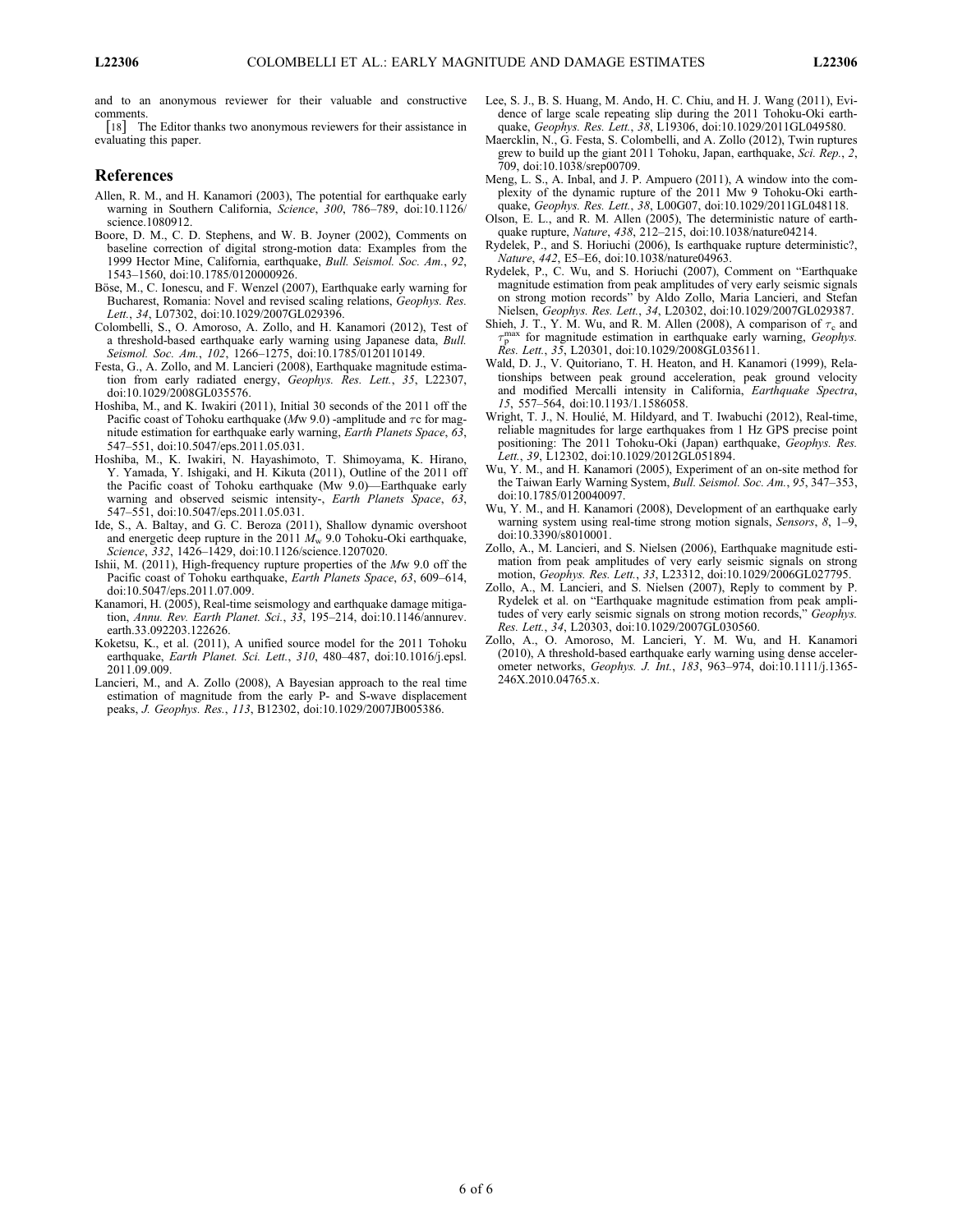and to an anonymous reviewer for their valuable and constructive comments.

[18] The Editor thanks two anonymous reviewers for their assistance in evaluating this paper.

## References

Allen, R. M., and H. Kanamori (2003), The potential for earthquake early warning in Southern California, *Science*, *300*, 786–789, doi:10.1126/science.1080912.

Boore, D. M., C. D. Stephens, and W. B. Joyner (2002), Comments on baseline correction of digital strong-motion data: Examples from the 1999 Hector Mine, California, earthquake, *Bull. Seismol. Soc. Am.*, *92*, 1543–1560, doi:10.1785/0120000926.

Böse, M., C. Ionescu, and F. Wenzel (2007), Earthquake early warning for Bucharest, Romania: Novel and revised scaling relations, *Geophys. Res. Lett.*, *34*, L07302, doi:10.1029/2007GL029396.

Colombelli, S., O. Amoroso, A. Zollo, and H. Kanamori (2012), Test of a threshold-based earthquake early warning using Japanese data, *Bull. Seismol. Soc. Am.*, *102*, 1266–1275, doi:10.1785/0120110149.

Festa, G., A. Zollo, and M. Lancieri (2008), Earthquake magnitude estimation from early radiated energy, *Geophys. Res. Lett.*, *35*, L22307, doi:10.1029/2008GL035576.

Hoshiba, M., and K. Iwakiri (2011), Initial 30 seconds of the 2011 off the Pacific coast of Tohoku earthquake (*M*w 9.0) -amplitude and $\tau$c for magnitude estimation for earthquake early warning, *Earth Planets Space*, *63*, 547–551, doi:10.5047/eps.2011.05.031.

Hoshiba, M., K. Iwakiri, N. Hayashimoto, T. Shimoyama, K. Hirano, Y. Yamada, Y. Ishigaki, and H. Kikuta (2011), Outline of the 2011 off the Pacific coast of Tohoku earthquake (Mw 9.0)—Earthquake early warning and observed seismic intensity-, *Earth Planets Space*, *63*, 547–551, doi:10.5047/eps.2011.05.031.

Ide, S., A. Baltay, and G. C. Beroza (2011), Shallow dynamic overshoot and energetic deep rupture in the 2011 $M_w$ 9.0 Tohoku-Oki earthquake, *Science*, *332*, 1426–1429, doi:10.1126/science.1207020.

Ishii, M. (2011), High-frequency rupture properties of the *M*w 9.0 off the Pacific coast of Tohoku earthquake, *Earth Planets Space*, *63*, 609–614, doi:10.5047/eps.2011.07.009.

Kanamori, H. (2005), Real-time seismology and earthquake damage mitigation, *Annu. Rev. Earth Planet. Sci.*, *33*, 195–214, doi:10.1146/annurev.earth.33.092203.122626.

Koketsu, K., et al. (2011), A unified source model for the 2011 Tohoku earthquake, *Earth Planet. Sci. Lett.*, *310*, 480–487, doi:10.1016/j.epsl.2011.09.009.

Lancieri, M., and A. Zollo (2008), A Bayesian approach to the real time estimation of magnitude from the early P- and S-wave displacement peaks, *J. Geophys. Res.*, *113*, B12302, doi:10.1029/2007JB005386.

Lee, S. J., B. S. Huang, M. Ando, H. C. Chiu, and H. J. Wang (2011), Evidence of large scale repeating slip during the 2011 Tohoku-Oki earthquake, *Geophys. Res. Lett.*, *38*, L19306, doi:10.1029/2011GL049580.

Maercklin, N., G. Festa, S. Colombelli, and A. Zollo (2012), Twin ruptures grew to build up the giant 2011 Tohoku, Japan, earthquake, *Sci. Rep.*, *2*, 709, doi:10.1038/srep00709.

Meng, L. S., A. Inbal, and J. P. Ampuero (2011), A window into the complexity of the dynamic rupture of the 2011 Mw 9 Tohoku-Oki earthquake, *Geophys. Res. Lett.*, *38*, L00G07, doi:10.1029/2011GL048118.

Olson, E. L., and R. M. Allen (2005), The deterministic nature of earthquake rupture, *Nature*, *438*, 212–215, doi:10.1038/nature04214.

Rydelek, P., and S. Horiuchi (2006), Is earthquake rupture deterministic?, *Nature*, *442*, E5–E6, doi:10.1038/nature04963.

Rydelek, P., C. Wu, and S. Horiuchi (2007), Comment on "Earthquake magnitude estimation from peak amplitudes of very early seismic signals on strong motion records" by Aldo Zollo, Maria Lancieri, and Stefan Nielsen, *Geophys. Res. Lett.*, *34*, L20302, doi:10.1029/2007GL029387.

Shieh, J. T., Y. M. Wu, and R. M. Allen (2008), A comparison of $\tau_c$ and $\tau_p^{max}$ for magnitude estimation in earthquake early warning, *Geophys. Res. Lett.*, *35*, L20301, doi:10.1029/2008GL035611.

Wald, D. J., V. Quitoriano, T. H. Heaton, and H. Kanamori (1999), Relationships between peak ground acceleration, peak ground velocity and modified Mercalli intensity in California, *Earthquake Spectra*, *15*, 557–564, doi:10.1193/1.1586058.

Wright, T. J., N. Houlié, M. Hildyard, and T. Iwabuchi (2012), Real-time, reliable magnitudes for large earthquakes from 1 Hz GPS precise point positioning: The 2011 Tohoku-Oki (Japan) earthquake, *Geophys. Res. Lett.*, *39*, L12302, doi:10.1029/2012GL051894.

Wu, Y. M., and H. Kanamori (2005), Experiment of an on-site method for the Taiwan Early Warning System, *Bull. Seismol. Soc. Am.*, *95*, 347–353, doi:10.1785/0120040097.

Wu, Y. M., and H. Kanamori (2008), Development of an earthquake early warning system using real-time strong motion signals, *Sensors*, *8*, 1–9, doi:10.3390/s8010001.

Zollo, A., M. Lancieri, and S. Nielsen (2006), Earthquake magnitude estimation from peak amplitudes of very early seismic signals on strong motion, *Geophys. Res. Lett.*, *33*, L23312, doi:10.1029/2006GL027795.

Zollo, A., M. Lancieri, and S. Nielsen (2007), Reply to comment by P. Rydelek et al. on "Earthquake magnitude estimation from peak amplitudes of very early seismic signals on strong motion records," *Geophys. Res. Lett.*, *34*, L20303, doi:10.1029/2007GL030560.

Zollo, A., O. Amoroso, M. Lancieri, Y. M. Wu, and H. Kanamori (2010), A threshold-based earthquake early warning using dense accelerometer networks, *Geophys. J. Int.*, *183*, 963–974, doi:10.1111/j.1365-246X.2010.04765.x.